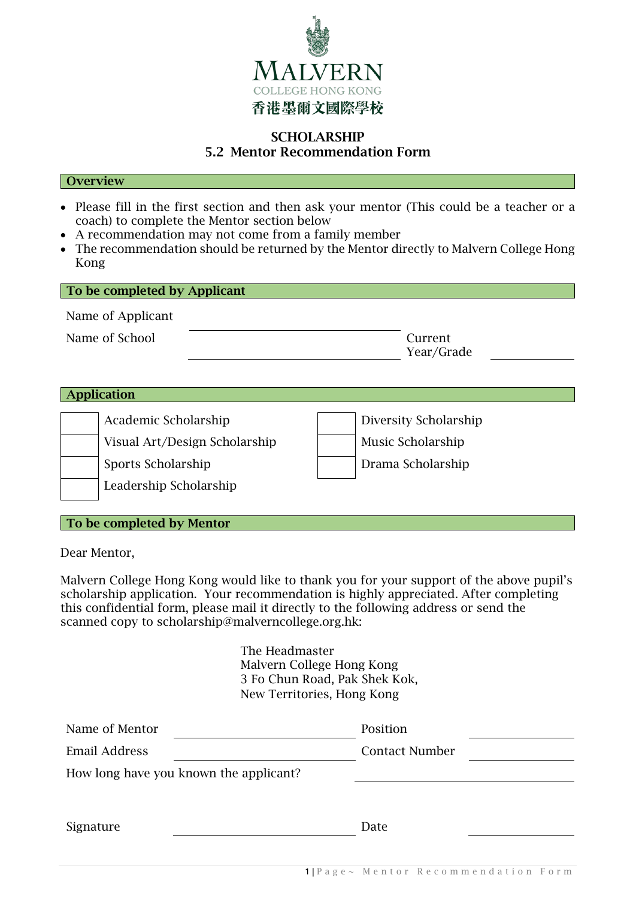MALVERN
COLLEGE HONG KONG
香港墨爾文國際學校

# SCHOLARSHIP
## 5.2 Mentor Recommendation Form

### Overview

- Please fill in the first section and then ask your mentor (This could be a teacher or a coach) to complete the Mentor section below
- A recommendation may not come from a family member
- The recommendation should be returned by the Mentor directly to Malvern College Hong Kong

### To be completed by Applicant

Name of Applicant ____________________

Name of School ____________________ Current Year/Grade __________

### Application

| | | | |
|---|---|---|---|
| ☐ | Academic Scholarship | ☐ | Diversity Scholarship |
| ☐ | Visual Art/Design Scholarship | ☐ | Music Scholarship |
| ☐ | Sports Scholarship | ☐ | Drama Scholarship |
| ☐ | Leadership Scholarship | | |

### To be completed by Mentor

Dear Mentor,

Malvern College Hong Kong would like to thank you for your support of the above pupil's scholarship application. Your recommendation is highly appreciated. After completing this confidential form, please mail it directly to the following address or send the scanned copy to scholarship@malverncollege.org.hk:

The Headmaster
Malvern College Hong Kong
3 Fo Chun Road, Pak Shek Kok,
New Territories, Hong Kong

Name of Mentor ____________________ Position __________

Email Address ____________________ Contact Number __________

How long have you known the applicant? ____________________

Signature ____________________ Date __________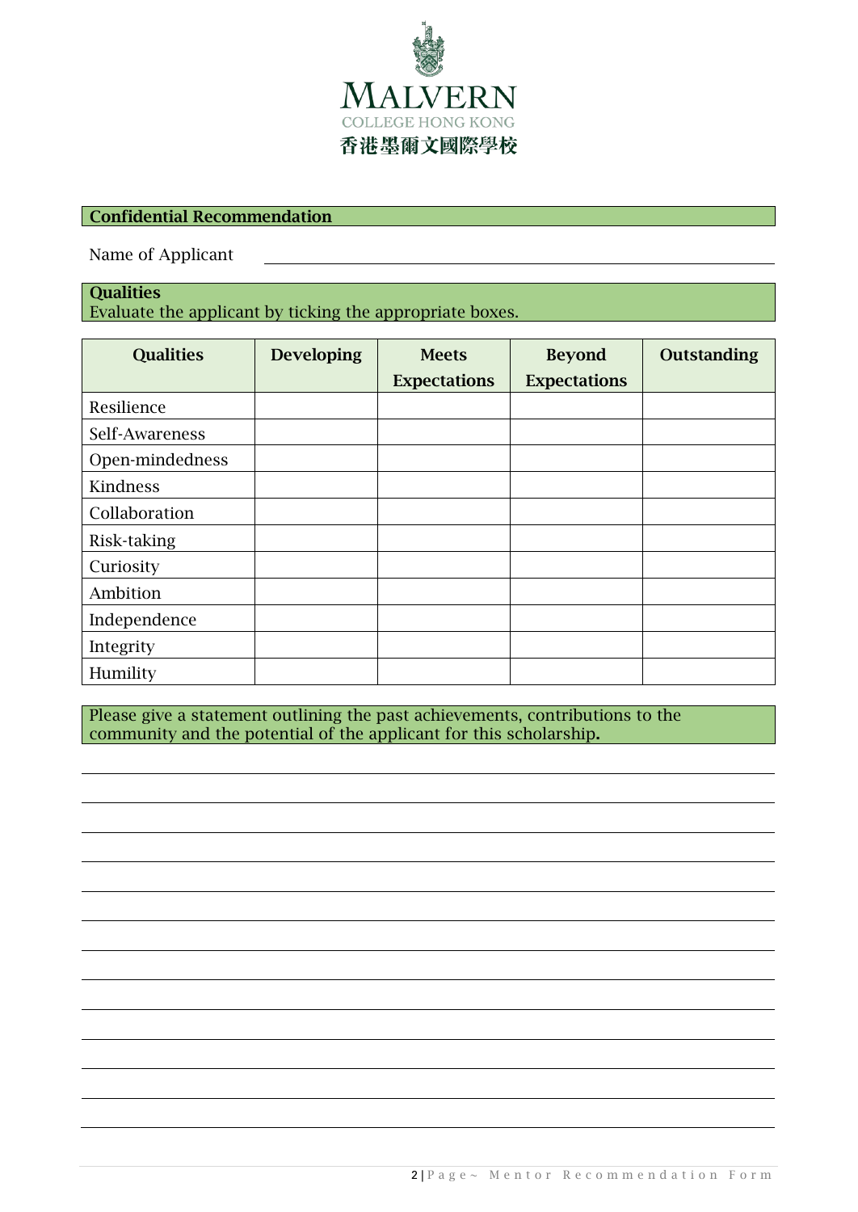MALVERN
COLLEGE HONG KONG
香港墨爾文國際學校

**Confidential Recommendation**

Name of Applicant \_\_\_\_\_\_\_\_\_\_\_\_\_\_\_\_\_\_\_\_\_\_\_\_\_\_\_\_\_\_\_\_\_\_\_\_\_\_\_\_

**Qualities**
Evaluate the applicant by ticking the appropriate boxes.

| Qualities | Developing | Meets Expectations | Beyond Expectations | Outstanding |
|---|---|---|---|---|
| Resilience | | | | |
| Self-Awareness | | | | |
| Open-mindedness | | | | |
| Kindness | | | | |
| Collaboration | | | | |
| Risk-taking | | | | |
| Curiosity | | | | |
| Ambition | | | | |
| Independence | | | | |
| Integrity | | | | |
| Humility | | | | |

Please give a statement outlining the past achievements, contributions to the community and the potential of the applicant for this scholarship**.**

\_\_\_\_\_\_\_\_\_\_\_\_\_\_\_\_\_\_\_\_\_\_\_\_\_\_\_\_\_\_\_\_\_\_\_\_\_\_\_\_\_\_\_\_\_\_\_\_\_\_\_\_\_\_\_\_\_\_\_\_

\_\_\_\_\_\_\_\_\_\_\_\_\_\_\_\_\_\_\_\_\_\_\_\_\_\_\_\_\_\_\_\_\_\_\_\_\_\_\_\_\_\_\_\_\_\_\_\_\_\_\_\_\_\_\_\_\_\_\_\_

\_\_\_\_\_\_\_\_\_\_\_\_\_\_\_\_\_\_\_\_\_\_\_\_\_\_\_\_\_\_\_\_\_\_\_\_\_\_\_\_\_\_\_\_\_\_\_\_\_\_\_\_\_\_\_\_\_\_\_\_

\_\_\_\_\_\_\_\_\_\_\_\_\_\_\_\_\_\_\_\_\_\_\_\_\_\_\_\_\_\_\_\_\_\_\_\_\_\_\_\_\_\_\_\_\_\_\_\_\_\_\_\_\_\_\_\_\_\_\_\_

\_\_\_\_\_\_\_\_\_\_\_\_\_\_\_\_\_\_\_\_\_\_\_\_\_\_\_\_\_\_\_\_\_\_\_\_\_\_\_\_\_\_\_\_\_\_\_\_\_\_\_\_\_\_\_\_\_\_\_\_

\_\_\_\_\_\_\_\_\_\_\_\_\_\_\_\_\_\_\_\_\_\_\_\_\_\_\_\_\_\_\_\_\_\_\_\_\_\_\_\_\_\_\_\_\_\_\_\_\_\_\_\_\_\_\_\_\_\_\_\_

\_\_\_\_\_\_\_\_\_\_\_\_\_\_\_\_\_\_\_\_\_\_\_\_\_\_\_\_\_\_\_\_\_\_\_\_\_\_\_\_\_\_\_\_\_\_\_\_\_\_\_\_\_\_\_\_\_\_\_\_

\_\_\_\_\_\_\_\_\_\_\_\_\_\_\_\_\_\_\_\_\_\_\_\_\_\_\_\_\_\_\_\_\_\_\_\_\_\_\_\_\_\_\_\_\_\_\_\_\_\_\_\_\_\_\_\_\_\_\_\_

\_\_\_\_\_\_\_\_\_\_\_\_\_\_\_\_\_\_\_\_\_\_\_\_\_\_\_\_\_\_\_\_\_\_\_\_\_\_\_\_\_\_\_\_\_\_\_\_\_\_\_\_\_\_\_\_\_\_\_\_

\_\_\_\_\_\_\_\_\_\_\_\_\_\_\_\_\_\_\_\_\_\_\_\_\_\_\_\_\_\_\_\_\_\_\_\_\_\_\_\_\_\_\_\_\_\_\_\_\_\_\_\_\_\_\_\_\_\_\_\_

\_\_\_\_\_\_\_\_\_\_\_\_\_\_\_\_\_\_\_\_\_\_\_\_\_\_\_\_\_\_\_\_\_\_\_\_\_\_\_\_\_\_\_\_\_\_\_\_\_\_\_\_\_\_\_\_\_\_\_\_

\_\_\_\_\_\_\_\_\_\_\_\_\_\_\_\_\_\_\_\_\_\_\_\_\_\_\_\_\_\_\_\_\_\_\_\_\_\_\_\_\_\_\_\_\_\_\_\_\_\_\_\_\_\_\_\_\_\_\_\_

\_\_\_\_\_\_\_\_\_\_\_\_\_\_\_\_\_\_\_\_\_\_\_\_\_\_\_\_\_\_\_\_\_\_\_\_\_\_\_\_\_\_\_\_\_\_\_\_\_\_\_\_\_\_\_\_\_\_\_\_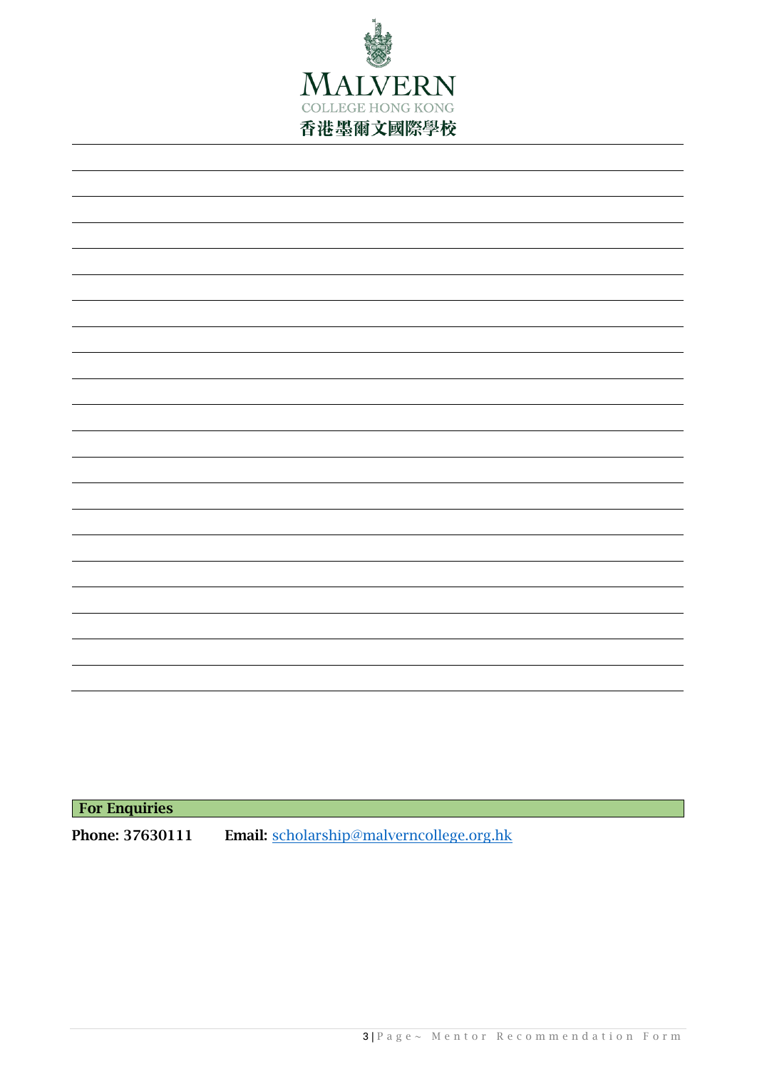MALVERN
COLLEGE HONG KONG
香港墨爾文國際學校

**For Enquiries**

**Phone: 37630111** **Email:** scholarship@malverncollege.org.hk